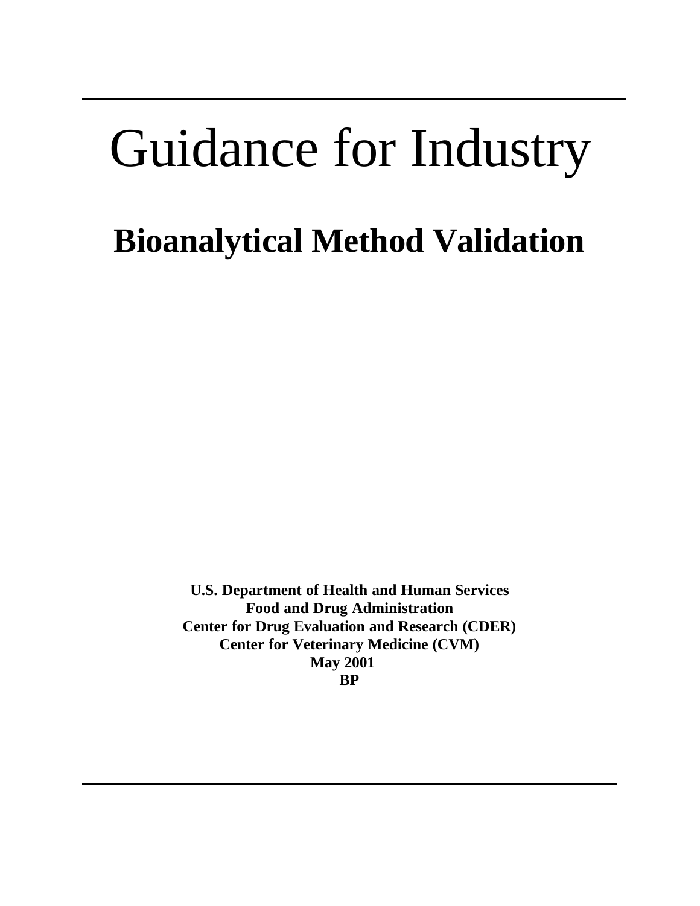# Guidance for Industry

## Bioanalytical Method Validation

**U.S. Department of Health and Human Services**
**Food and Drug Administration**
**Center for Drug Evaluation and Research (CDER)**
**Center for Veterinary Medicine (CVM)**
**May 2001**
**BP**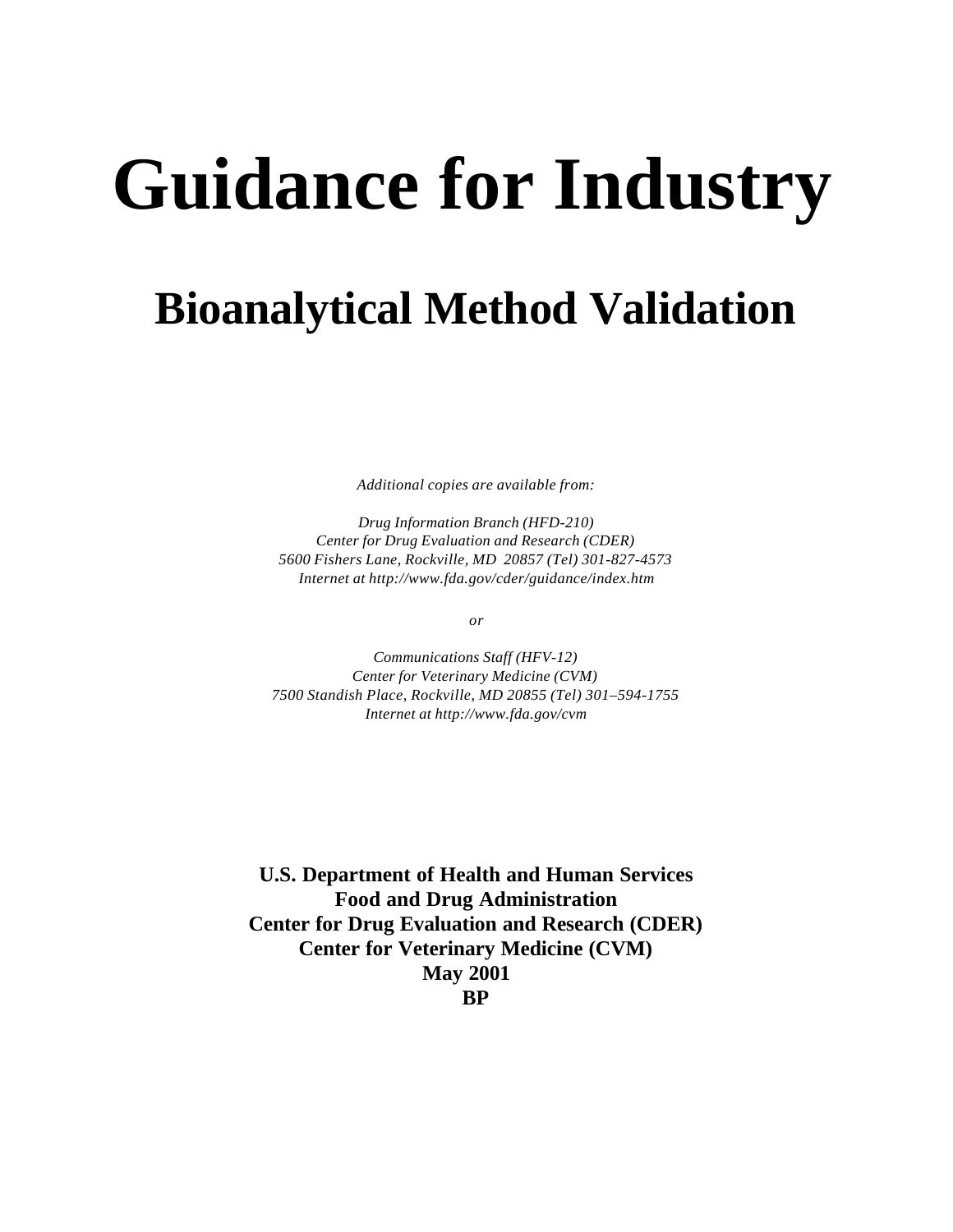# Guidance for Industry

## Bioanalytical Method Validation

*Additional copies are available from:*

*Drug Information Branch (HFD-210)*
*Center for Drug Evaluation and Research (CDER)*
*5600 Fishers Lane, Rockville, MD 20857 (Tel) 301-827-4573*
*Internet at http://www.fda.gov/cder/guidance/index.htm*

*or*

*Communications Staff (HFV-12)*
*Center for Veterinary Medicine (CVM)*
*7500 Standish Place, Rockville, MD 20855 (Tel) 301–594-1755*
*Internet at http://www.fda.gov/cvm*

**U.S. Department of Health and Human Services**
**Food and Drug Administration**
**Center for Drug Evaluation and Research (CDER)**
**Center for Veterinary Medicine (CVM)**
**May 2001**
**BP**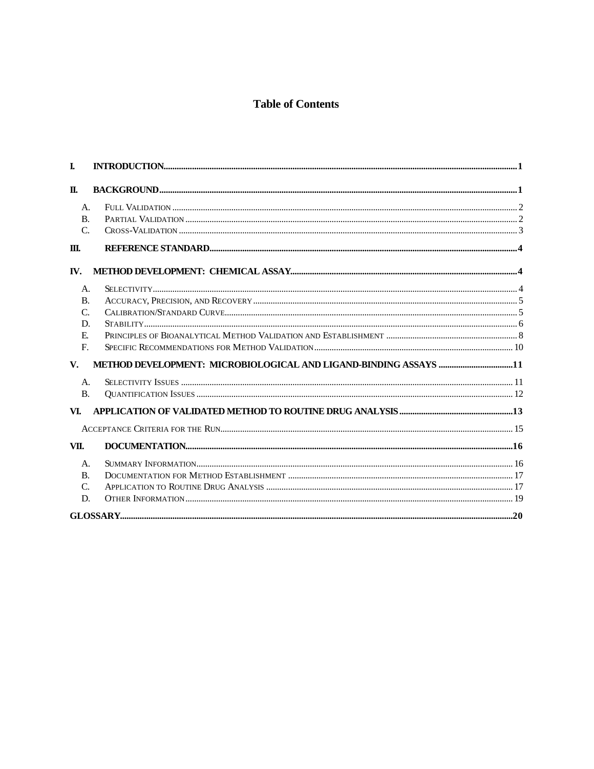# Table of Contents

**I. INTRODUCTION.....1**

**II. BACKGROUND.....1**

- A. Full Validation.....2
- B. Partial Validation.....2
- C. Cross-Validation.....3

**III. REFERENCE STANDARD.....4**

**IV. METHOD DEVELOPMENT: CHEMICAL ASSAY.....4**

- A. Selectivity.....4
- B. Accuracy, Precision, and Recovery.....5
- C. Calibration/Standard Curve.....5
- D. Stability.....6
- E. Principles of Bioanalytical Method Validation and Establishment.....8
- F. Specific Recommendations for Method Validation.....10

**V. METHOD DEVELOPMENT: MICROBIOLOGICAL AND LIGAND-BINDING ASSAYS.....11**

- A. Selectivity Issues.....11
- B. Quantification Issues.....12

**VI. APPLICATION OF VALIDATED METHOD TO ROUTINE DRUG ANALYSIS.....13**

- Acceptance Criteria for the Run.....15

**VII. DOCUMENTATION.....16**

- A. Summary Information.....16
- B. Documentation for Method Establishment.....17
- C. Application to Routine Drug Analysis.....17
- D. Other Information.....19

**GLOSSARY.....20**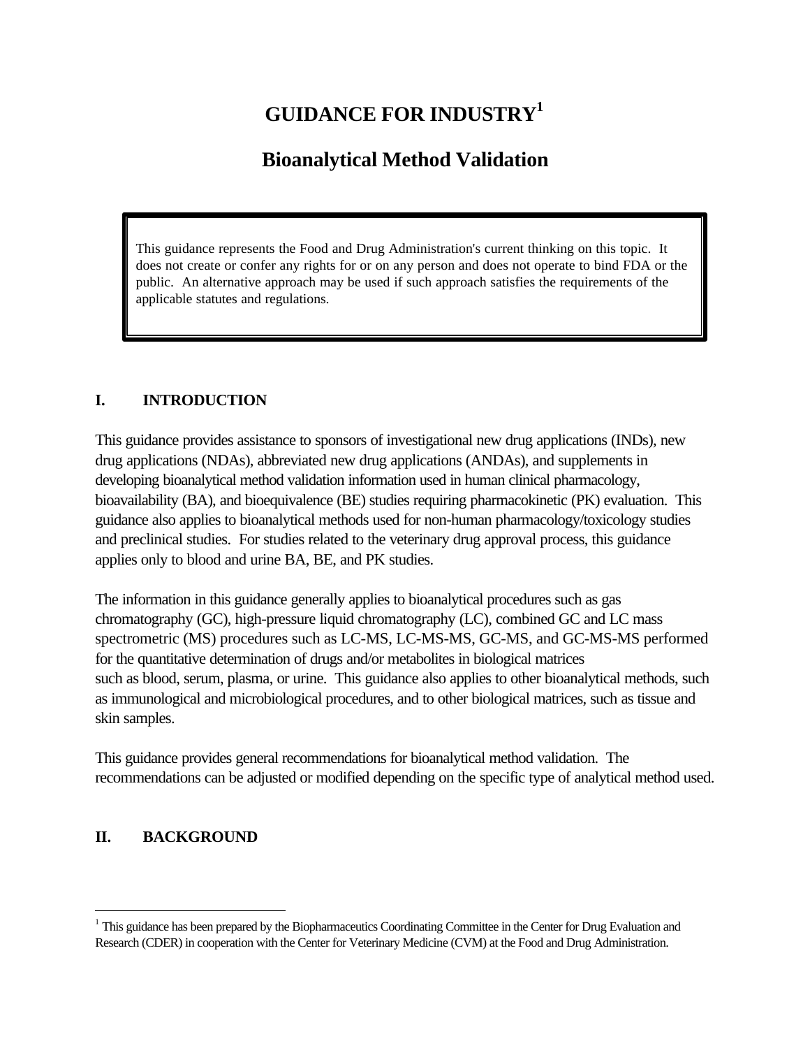# GUIDANCE FOR INDUSTRY[1]

## Bioanalytical Method Validation

> This guidance represents the Food and Drug Administration's current thinking on this topic. It does not create or confer any rights for or on any person and does not operate to bind FDA or the public. An alternative approach may be used if such approach satisfies the requirements of the applicable statutes and regulations.

## I. INTRODUCTION

This guidance provides assistance to sponsors of investigational new drug applications (INDs), new drug applications (NDAs), abbreviated new drug applications (ANDAs), and supplements in developing bioanalytical method validation information used in human clinical pharmacology, bioavailability (BA), and bioequivalence (BE) studies requiring pharmacokinetic (PK) evaluation. This guidance also applies to bioanalytical methods used for non-human pharmacology/toxicology studies and preclinical studies. For studies related to the veterinary drug approval process, this guidance applies only to blood and urine BA, BE, and PK studies.

The information in this guidance generally applies to bioanalytical procedures such as gas chromatography (GC), high-pressure liquid chromatography (LC), combined GC and LC mass spectrometric (MS) procedures such as LC-MS, LC-MS-MS, GC-MS, and GC-MS-MS performed for the quantitative determination of drugs and/or metabolites in biological matrices such as blood, serum, plasma, or urine. This guidance also applies to other bioanalytical methods, such as immunological and microbiological procedures, and to other biological matrices, such as tissue and skin samples.

This guidance provides general recommendations for bioanalytical method validation. The recommendations can be adjusted or modified depending on the specific type of analytical method used.

## II. BACKGROUND

---

[1] This guidance has been prepared by the Biopharmaceutics Coordinating Committee in the Center for Drug Evaluation and Research (CDER) in cooperation with the Center for Veterinary Medicine (CVM) at the Food and Drug Administration.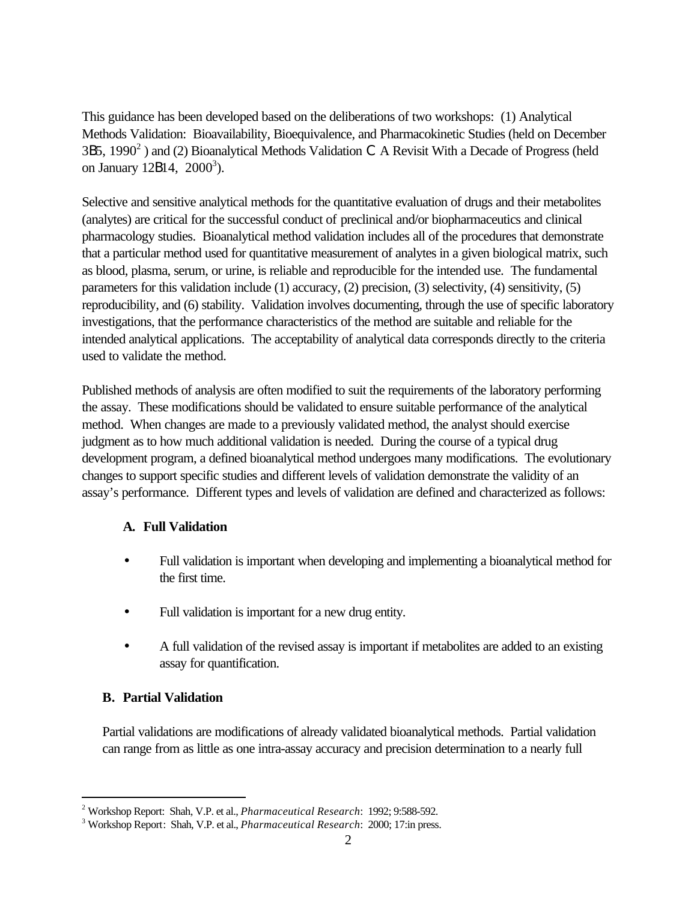This guidance has been developed based on the deliberations of two workshops: (1) Analytical Methods Validation: Bioavailability, Bioequivalence, and Pharmacokinetic Studies (held on December 3B5, 1990[2] ) and (2) Bioanalytical Methods Validation C A Revisit With a Decade of Progress (held on January 12B14, 2000[3]).

Selective and sensitive analytical methods for the quantitative evaluation of drugs and their metabolites (analytes) are critical for the successful conduct of preclinical and/or biopharmaceutics and clinical pharmacology studies. Bioanalytical method validation includes all of the procedures that demonstrate that a particular method used for quantitative measurement of analytes in a given biological matrix, such as blood, plasma, serum, or urine, is reliable and reproducible for the intended use. The fundamental parameters for this validation include (1) accuracy, (2) precision, (3) selectivity, (4) sensitivity, (5) reproducibility, and (6) stability. Validation involves documenting, through the use of specific laboratory investigations, that the performance characteristics of the method are suitable and reliable for the intended analytical applications. The acceptability of analytical data corresponds directly to the criteria used to validate the method.

Published methods of analysis are often modified to suit the requirements of the laboratory performing the assay. These modifications should be validated to ensure suitable performance of the analytical method. When changes are made to a previously validated method, the analyst should exercise judgment as to how much additional validation is needed. During the course of a typical drug development program, a defined bioanalytical method undergoes many modifications. The evolutionary changes to support specific studies and different levels of validation demonstrate the validity of an assay's performance. Different types and levels of validation are defined and characterized as follows:

**A. Full Validation**

- Full validation is important when developing and implementing a bioanalytical method for the first time.
- Full validation is important for a new drug entity.
- A full validation of the revised assay is important if metabolites are added to an existing assay for quantification.

**B. Partial Validation**

Partial validations are modifications of already validated bioanalytical methods. Partial validation can range from as little as one intra-assay accuracy and precision determination to a nearly full

---

[2] Workshop Report: Shah, V.P. et al., *Pharmaceutical Research*: 1992; 9:588-592.

[3] Workshop Report: Shah, V.P. et al., *Pharmaceutical Research*: 2000; 17:in press.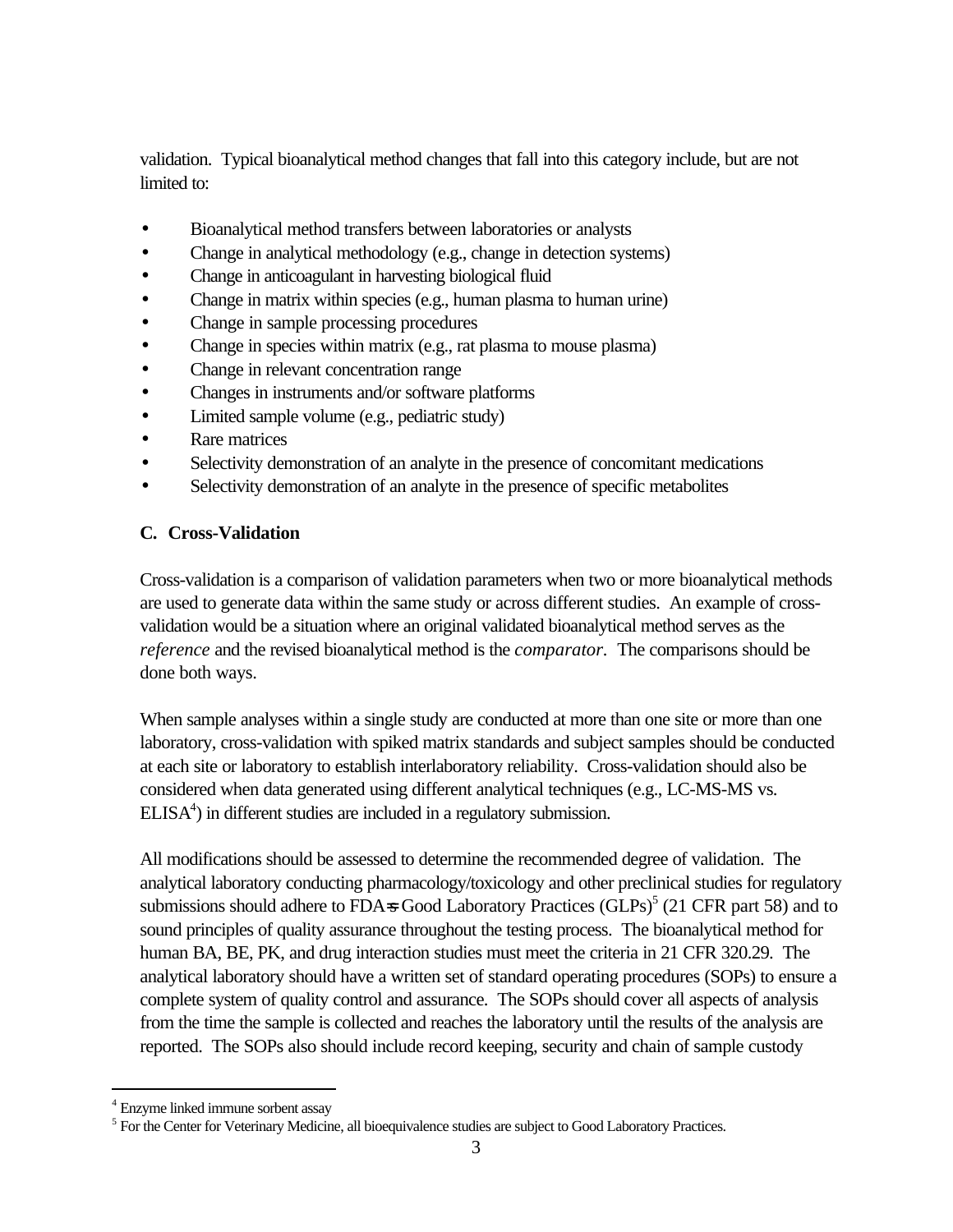validation. Typical bioanalytical method changes that fall into this category include, but are not limited to:

- Bioanalytical method transfers between laboratories or analysts
- Change in analytical methodology (e.g., change in detection systems)
- Change in anticoagulant in harvesting biological fluid
- Change in matrix within species (e.g., human plasma to human urine)
- Change in sample processing procedures
- Change in species within matrix (e.g., rat plasma to mouse plasma)
- Change in relevant concentration range
- Changes in instruments and/or software platforms
- Limited sample volume (e.g., pediatric study)
- Rare matrices
- Selectivity demonstration of an analyte in the presence of concomitant medications
- Selectivity demonstration of an analyte in the presence of specific metabolites

### C. Cross-Validation

Cross-validation is a comparison of validation parameters when two or more bioanalytical methods are used to generate data within the same study or across different studies. An example of cross-validation would be a situation where an original validated bioanalytical method serves as the *reference* and the revised bioanalytical method is the *comparator*. The comparisons should be done both ways.

When sample analyses within a single study are conducted at more than one site or more than one laboratory, cross-validation with spiked matrix standards and subject samples should be conducted at each site or laboratory to establish interlaboratory reliability. Cross-validation should also be considered when data generated using different analytical techniques (e.g., LC-MS-MS vs. ELISA[4]) in different studies are included in a regulatory submission.

All modifications should be assessed to determine the recommended degree of validation. The analytical laboratory conducting pharmacology/toxicology and other preclinical studies for regulatory submissions should adhere to FDA=s Good Laboratory Practices (GLPs)[5] (21 CFR part 58) and to sound principles of quality assurance throughout the testing process. The bioanalytical method for human BA, BE, PK, and drug interaction studies must meet the criteria in 21 CFR 320.29. The analytical laboratory should have a written set of standard operating procedures (SOPs) to ensure a complete system of quality control and assurance. The SOPs should cover all aspects of analysis from the time the sample is collected and reaches the laboratory until the results of the analysis are reported. The SOPs also should include record keeping, security and chain of sample custody

[4] Enzyme linked immune sorbent assay

[5] For the Center for Veterinary Medicine, all bioequivalence studies are subject to Good Laboratory Practices.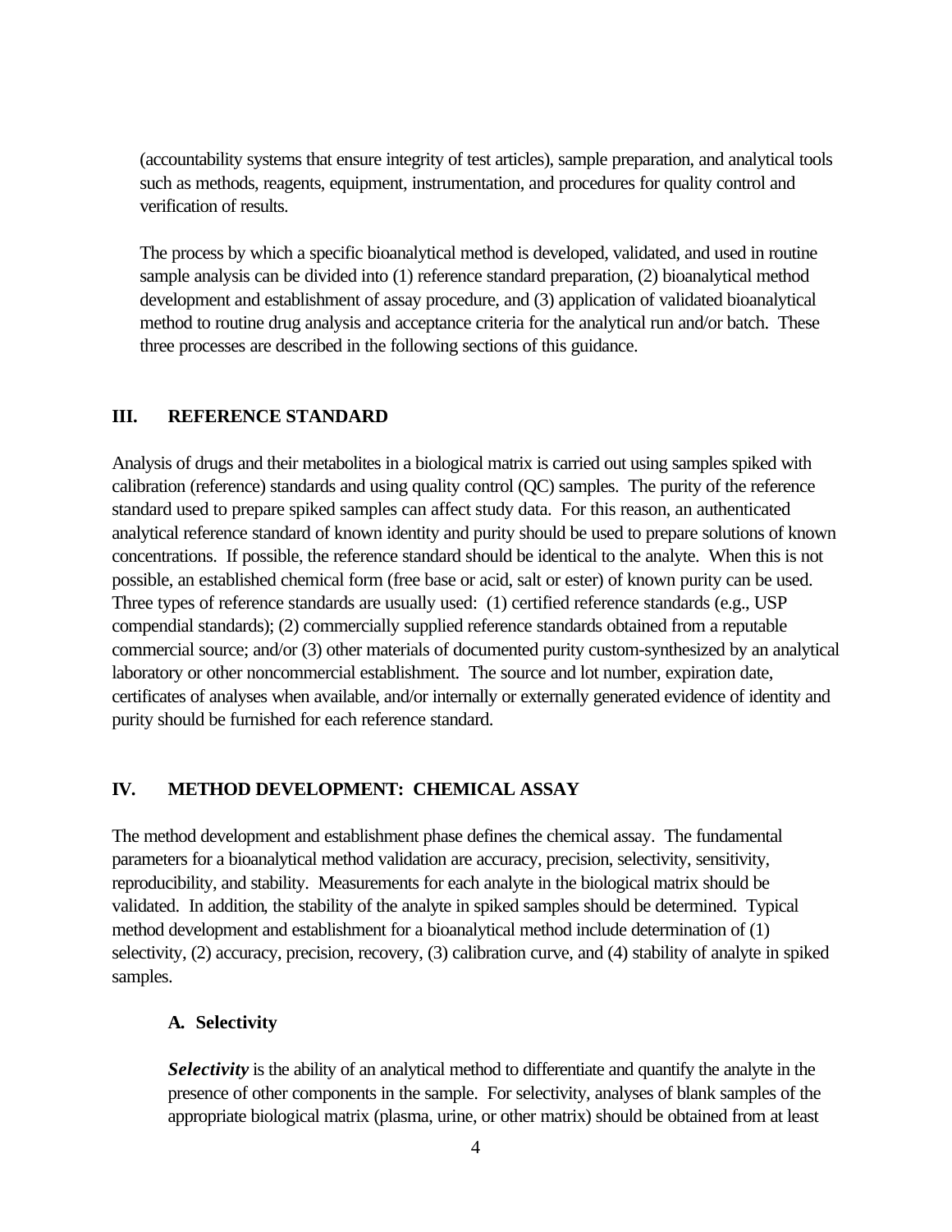(accountability systems that ensure integrity of test articles), sample preparation, and analytical tools such as methods, reagents, equipment, instrumentation, and procedures for quality control and verification of results.

The process by which a specific bioanalytical method is developed, validated, and used in routine sample analysis can be divided into (1) reference standard preparation, (2) bioanalytical method development and establishment of assay procedure, and (3) application of validated bioanalytical method to routine drug analysis and acceptance criteria for the analytical run and/or batch. These three processes are described in the following sections of this guidance.

## III. REFERENCE STANDARD

Analysis of drugs and their metabolites in a biological matrix is carried out using samples spiked with calibration (reference) standards and using quality control (QC) samples. The purity of the reference standard used to prepare spiked samples can affect study data. For this reason, an authenticated analytical reference standard of known identity and purity should be used to prepare solutions of known concentrations. If possible, the reference standard should be identical to the analyte. When this is not possible, an established chemical form (free base or acid, salt or ester) of known purity can be used. Three types of reference standards are usually used: (1) certified reference standards (e.g., USP compendial standards); (2) commercially supplied reference standards obtained from a reputable commercial source; and/or (3) other materials of documented purity custom-synthesized by an analytical laboratory or other noncommercial establishment. The source and lot number, expiration date, certificates of analyses when available, and/or internally or externally generated evidence of identity and purity should be furnished for each reference standard.

## IV. METHOD DEVELOPMENT: CHEMICAL ASSAY

The method development and establishment phase defines the chemical assay. The fundamental parameters for a bioanalytical method validation are accuracy, precision, selectivity, sensitivity, reproducibility, and stability. Measurements for each analyte in the biological matrix should be validated. In addition, the stability of the analyte in spiked samples should be determined. Typical method development and establishment for a bioanalytical method include determination of (1) selectivity, (2) accuracy, precision, recovery, (3) calibration curve, and (4) stability of analyte in spiked samples.

### A. Selectivity

***Selectivity*** is the ability of an analytical method to differentiate and quantify the analyte in the presence of other components in the sample. For selectivity, analyses of blank samples of the appropriate biological matrix (plasma, urine, or other matrix) should be obtained from at least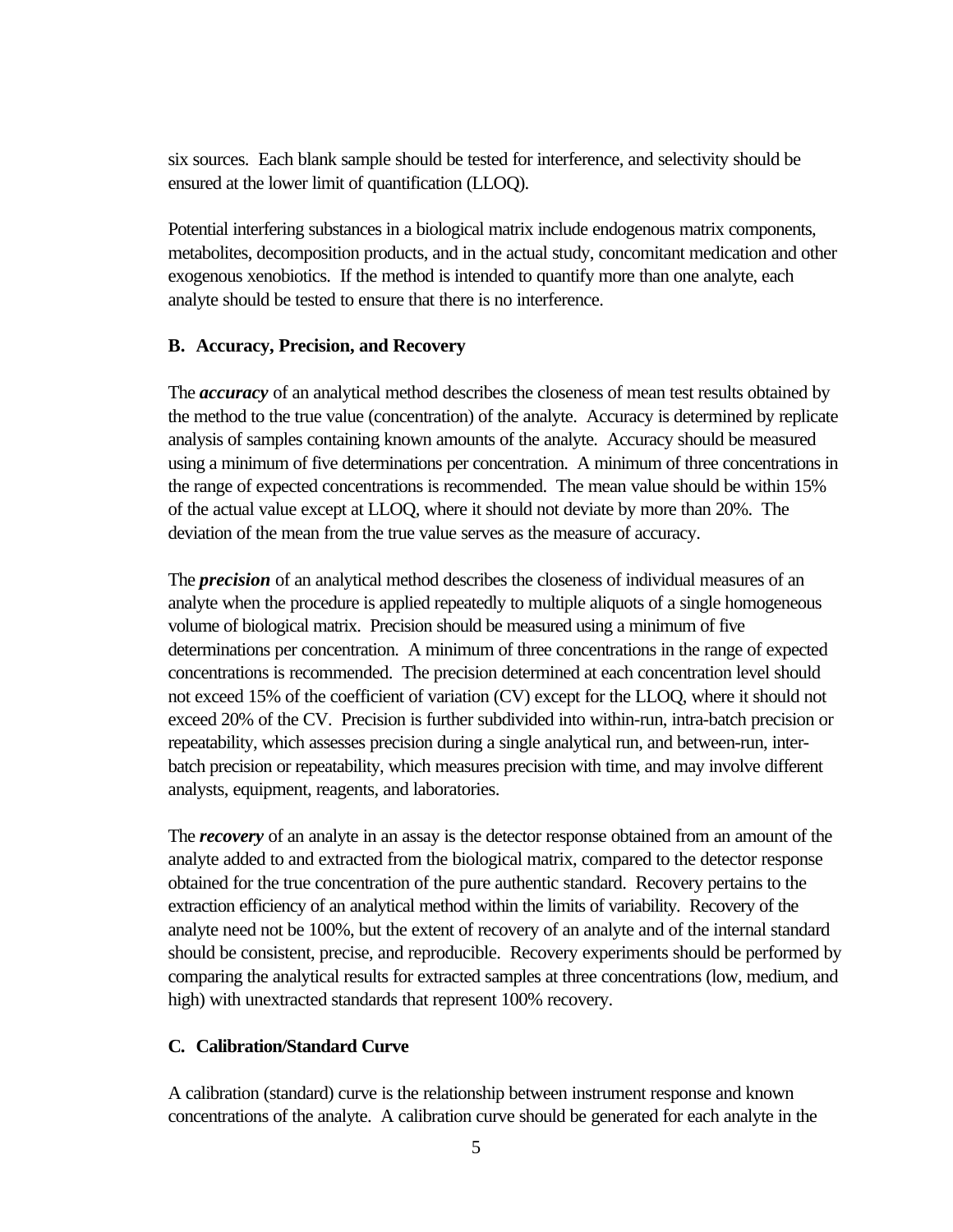six sources. Each blank sample should be tested for interference, and selectivity should be ensured at the lower limit of quantification (LLOQ).

Potential interfering substances in a biological matrix include endogenous matrix components, metabolites, decomposition products, and in the actual study, concomitant medication and other exogenous xenobiotics. If the method is intended to quantify more than one analyte, each analyte should be tested to ensure that there is no interference.

### B. Accuracy, Precision, and Recovery

The ***accuracy*** of an analytical method describes the closeness of mean test results obtained by the method to the true value (concentration) of the analyte. Accuracy is determined by replicate analysis of samples containing known amounts of the analyte. Accuracy should be measured using a minimum of five determinations per concentration. A minimum of three concentrations in the range of expected concentrations is recommended. The mean value should be within 15% of the actual value except at LLOQ, where it should not deviate by more than 20%. The deviation of the mean from the true value serves as the measure of accuracy.

The ***precision*** of an analytical method describes the closeness of individual measures of an analyte when the procedure is applied repeatedly to multiple aliquots of a single homogeneous volume of biological matrix. Precision should be measured using a minimum of five determinations per concentration. A minimum of three concentrations in the range of expected concentrations is recommended. The precision determined at each concentration level should not exceed 15% of the coefficient of variation (CV) except for the LLOQ, where it should not exceed 20% of the CV. Precision is further subdivided into within-run, intra-batch precision or repeatability, which assesses precision during a single analytical run, and between-run, inter-batch precision or repeatability, which measures precision with time, and may involve different analysts, equipment, reagents, and laboratories.

The ***recovery*** of an analyte in an assay is the detector response obtained from an amount of the analyte added to and extracted from the biological matrix, compared to the detector response obtained for the true concentration of the pure authentic standard. Recovery pertains to the extraction efficiency of an analytical method within the limits of variability. Recovery of the analyte need not be 100%, but the extent of recovery of an analyte and of the internal standard should be consistent, precise, and reproducible. Recovery experiments should be performed by comparing the analytical results for extracted samples at three concentrations (low, medium, and high) with unextracted standards that represent 100% recovery.

### C. Calibration/Standard Curve

A calibration (standard) curve is the relationship between instrument response and known concentrations of the analyte. A calibration curve should be generated for each analyte in the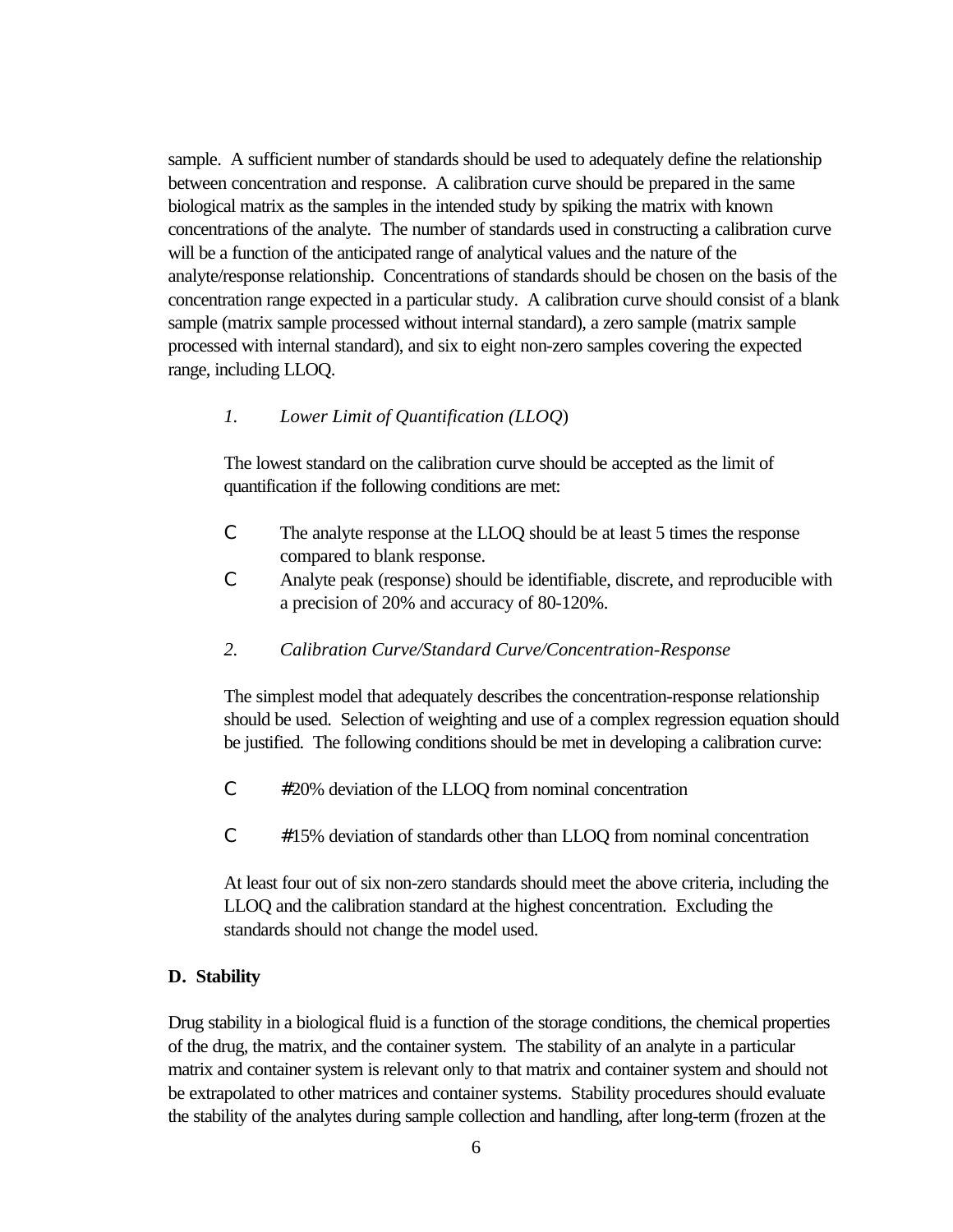sample. A sufficient number of standards should be used to adequately define the relationship between concentration and response. A calibration curve should be prepared in the same biological matrix as the samples in the intended study by spiking the matrix with known concentrations of the analyte. The number of standards used in constructing a calibration curve will be a function of the anticipated range of analytical values and the nature of the analyte/response relationship. Concentrations of standards should be chosen on the basis of the concentration range expected in a particular study. A calibration curve should consist of a blank sample (matrix sample processed without internal standard), a zero sample (matrix sample processed with internal standard), and six to eight non-zero samples covering the expected range, including LLOQ.

*1. Lower Limit of Quantification (LLOQ)*

The lowest standard on the calibration curve should be accepted as the limit of quantification if the following conditions are met:

- The analyte response at the LLOQ should be at least 5 times the response compared to blank response.
- Analyte peak (response) should be identifiable, discrete, and reproducible with a precision of 20% and accuracy of 80-120%.

*2. Calibration Curve/Standard Curve/Concentration-Response*

The simplest model that adequately describes the concentration-response relationship should be used. Selection of weighting and use of a complex regression equation should be justified. The following conditions should be met in developing a calibration curve:

- ≤20% deviation of the LLOQ from nominal concentration
- ≤15% deviation of standards other than LLOQ from nominal concentration

At least four out of six non-zero standards should meet the above criteria, including the LLOQ and the calibration standard at the highest concentration. Excluding the standards should not change the model used.

**D. Stability**

Drug stability in a biological fluid is a function of the storage conditions, the chemical properties of the drug, the matrix, and the container system. The stability of an analyte in a particular matrix and container system is relevant only to that matrix and container system and should not be extrapolated to other matrices and container systems. Stability procedures should evaluate the stability of the analytes during sample collection and handling, after long-term (frozen at the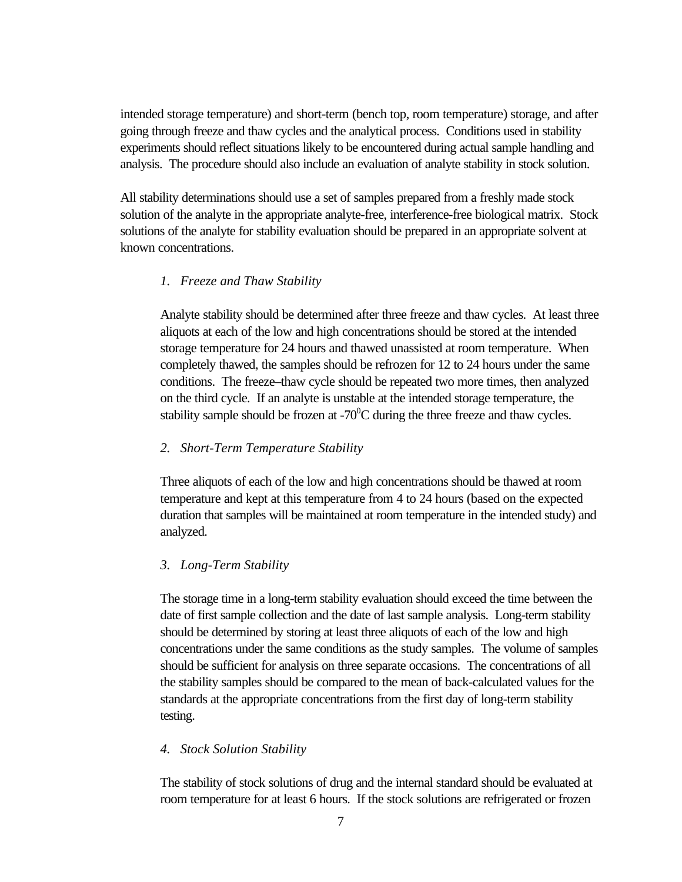intended storage temperature) and short-term (bench top, room temperature) storage, and after going through freeze and thaw cycles and the analytical process. Conditions used in stability experiments should reflect situations likely to be encountered during actual sample handling and analysis. The procedure should also include an evaluation of analyte stability in stock solution.

All stability determinations should use a set of samples prepared from a freshly made stock solution of the analyte in the appropriate analyte-free, interference-free biological matrix. Stock solutions of the analyte for stability evaluation should be prepared in an appropriate solvent at known concentrations.

1. *Freeze and Thaw Stability*

   Analyte stability should be determined after three freeze and thaw cycles. At least three aliquots at each of the low and high concentrations should be stored at the intended storage temperature for 24 hours and thawed unassisted at room temperature. When completely thawed, the samples should be refrozen for 12 to 24 hours under the same conditions. The freeze–thaw cycle should be repeated two more times, then analyzed on the third cycle. If an analyte is unstable at the intended storage temperature, the stability sample should be frozen at $-70^0$C during the three freeze and thaw cycles.

2. *Short-Term Temperature Stability*

   Three aliquots of each of the low and high concentrations should be thawed at room temperature and kept at this temperature from 4 to 24 hours (based on the expected duration that samples will be maintained at room temperature in the intended study) and analyzed.

3. *Long-Term Stability*

   The storage time in a long-term stability evaluation should exceed the time between the date of first sample collection and the date of last sample analysis. Long-term stability should be determined by storing at least three aliquots of each of the low and high concentrations under the same conditions as the study samples. The volume of samples should be sufficient for analysis on three separate occasions. The concentrations of all the stability samples should be compared to the mean of back-calculated values for the standards at the appropriate concentrations from the first day of long-term stability testing.

4. *Stock Solution Stability*

   The stability of stock solutions of drug and the internal standard should be evaluated at room temperature for at least 6 hours. If the stock solutions are refrigerated or frozen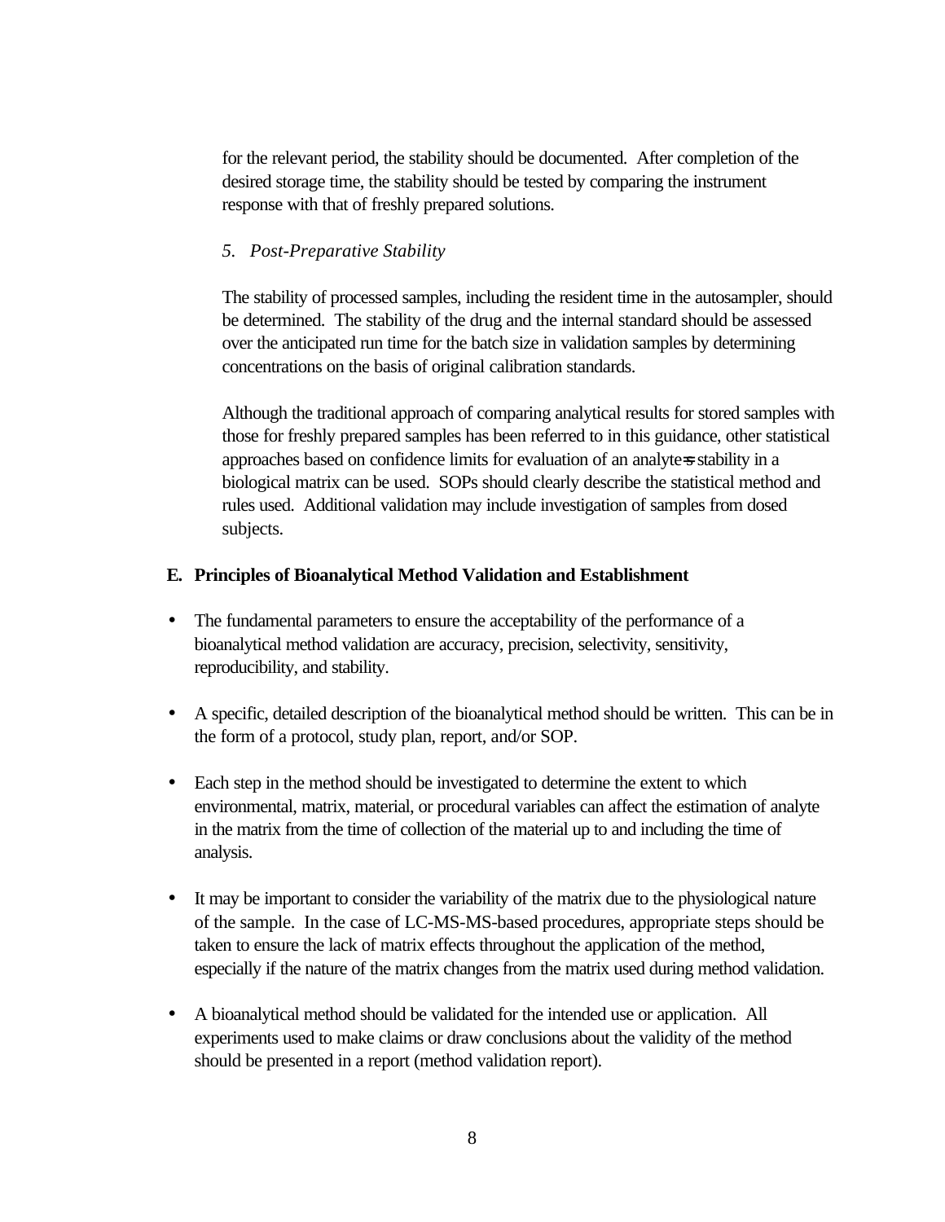for the relevant period, the stability should be documented. After completion of the desired storage time, the stability should be tested by comparing the instrument response with that of freshly prepared solutions.

*5. Post-Preparative Stability*

The stability of processed samples, including the resident time in the autosampler, should be determined. The stability of the drug and the internal standard should be assessed over the anticipated run time for the batch size in validation samples by determining concentrations on the basis of original calibration standards.

Although the traditional approach of comparing analytical results for stored samples with those for freshly prepared samples has been referred to in this guidance, other statistical approaches based on confidence limits for evaluation of an analyte=s stability in a biological matrix can be used. SOPs should clearly describe the statistical method and rules used. Additional validation may include investigation of samples from dosed subjects.

**E. Principles of Bioanalytical Method Validation and Establishment**

- The fundamental parameters to ensure the acceptability of the performance of a bioanalytical method validation are accuracy, precision, selectivity, sensitivity, reproducibility, and stability.

- A specific, detailed description of the bioanalytical method should be written. This can be in the form of a protocol, study plan, report, and/or SOP.

- Each step in the method should be investigated to determine the extent to which environmental, matrix, material, or procedural variables can affect the estimation of analyte in the matrix from the time of collection of the material up to and including the time of analysis.

- It may be important to consider the variability of the matrix due to the physiological nature of the sample. In the case of LC-MS-MS-based procedures, appropriate steps should be taken to ensure the lack of matrix effects throughout the application of the method, especially if the nature of the matrix changes from the matrix used during method validation.

- A bioanalytical method should be validated for the intended use or application. All experiments used to make claims or draw conclusions about the validity of the method should be presented in a report (method validation report).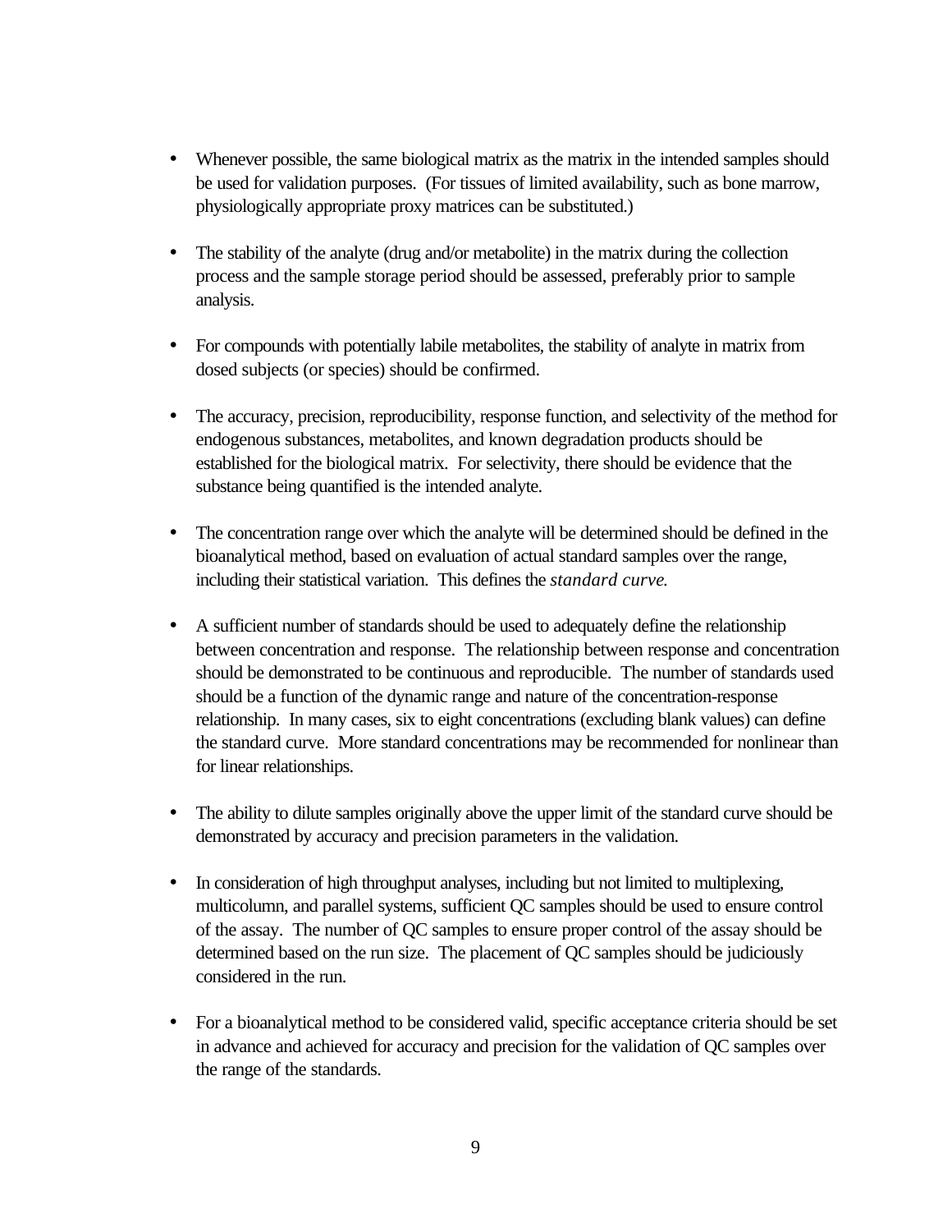- Whenever possible, the same biological matrix as the matrix in the intended samples should be used for validation purposes. (For tissues of limited availability, such as bone marrow, physiologically appropriate proxy matrices can be substituted.)

- The stability of the analyte (drug and/or metabolite) in the matrix during the collection process and the sample storage period should be assessed, preferably prior to sample analysis.

- For compounds with potentially labile metabolites, the stability of analyte in matrix from dosed subjects (or species) should be confirmed.

- The accuracy, precision, reproducibility, response function, and selectivity of the method for endogenous substances, metabolites, and known degradation products should be established for the biological matrix. For selectivity, there should be evidence that the substance being quantified is the intended analyte.

- The concentration range over which the analyte will be determined should be defined in the bioanalytical method, based on evaluation of actual standard samples over the range, including their statistical variation. This defines the *standard curve.*

- A sufficient number of standards should be used to adequately define the relationship between concentration and response. The relationship between response and concentration should be demonstrated to be continuous and reproducible. The number of standards used should be a function of the dynamic range and nature of the concentration-response relationship. In many cases, six to eight concentrations (excluding blank values) can define the standard curve. More standard concentrations may be recommended for nonlinear than for linear relationships.

- The ability to dilute samples originally above the upper limit of the standard curve should be demonstrated by accuracy and precision parameters in the validation.

- In consideration of high throughput analyses, including but not limited to multiplexing, multicolumn, and parallel systems, sufficient QC samples should be used to ensure control of the assay. The number of QC samples to ensure proper control of the assay should be determined based on the run size. The placement of QC samples should be judiciously considered in the run.

- For a bioanalytical method to be considered valid, specific acceptance criteria should be set in advance and achieved for accuracy and precision for the validation of QC samples over the range of the standards.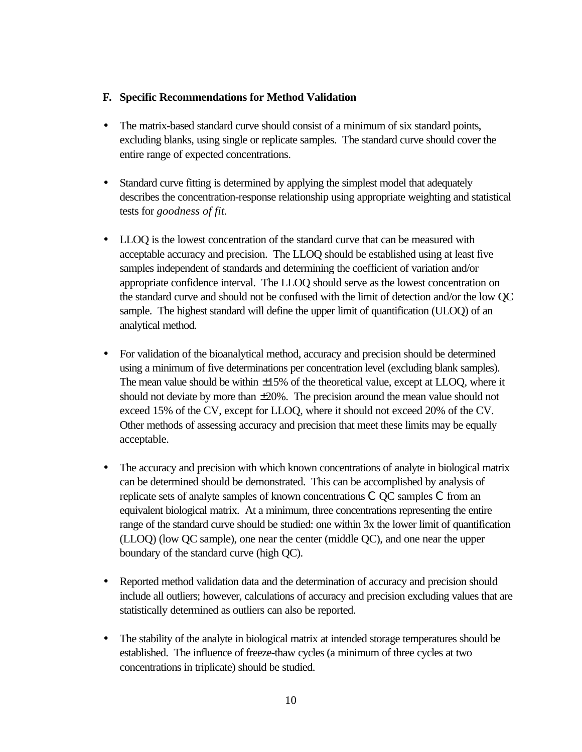### F. Specific Recommendations for Method Validation

- The matrix-based standard curve should consist of a minimum of six standard points, excluding blanks, using single or replicate samples. The standard curve should cover the entire range of expected concentrations.

- Standard curve fitting is determined by applying the simplest model that adequately describes the concentration-response relationship using appropriate weighting and statistical tests for *goodness of fit*.

- LLOQ is the lowest concentration of the standard curve that can be measured with acceptable accuracy and precision. The LLOQ should be established using at least five samples independent of standards and determining the coefficient of variation and/or appropriate confidence interval. The LLOQ should serve as the lowest concentration on the standard curve and should not be confused with the limit of detection and/or the low QC sample. The highest standard will define the upper limit of quantification (ULOQ) of an analytical method.

- For validation of the bioanalytical method, accuracy and precision should be determined using a minimum of five determinations per concentration level (excluding blank samples). The mean value should be within ±15% of the theoretical value, except at LLOQ, where it should not deviate by more than ±20%. The precision around the mean value should not exceed 15% of the CV, except for LLOQ, where it should not exceed 20% of the CV. Other methods of assessing accuracy and precision that meet these limits may be equally acceptable.

- The accuracy and precision with which known concentrations of analyte in biological matrix can be determined should be demonstrated. This can be accomplished by analysis of replicate sets of analyte samples of known concentrations C QC samples C from an equivalent biological matrix. At a minimum, three concentrations representing the entire range of the standard curve should be studied: one within 3x the lower limit of quantification (LLOQ) (low QC sample), one near the center (middle QC), and one near the upper boundary of the standard curve (high QC).

- Reported method validation data and the determination of accuracy and precision should include all outliers; however, calculations of accuracy and precision excluding values that are statistically determined as outliers can also be reported.

- The stability of the analyte in biological matrix at intended storage temperatures should be established. The influence of freeze-thaw cycles (a minimum of three cycles at two concentrations in triplicate) should be studied.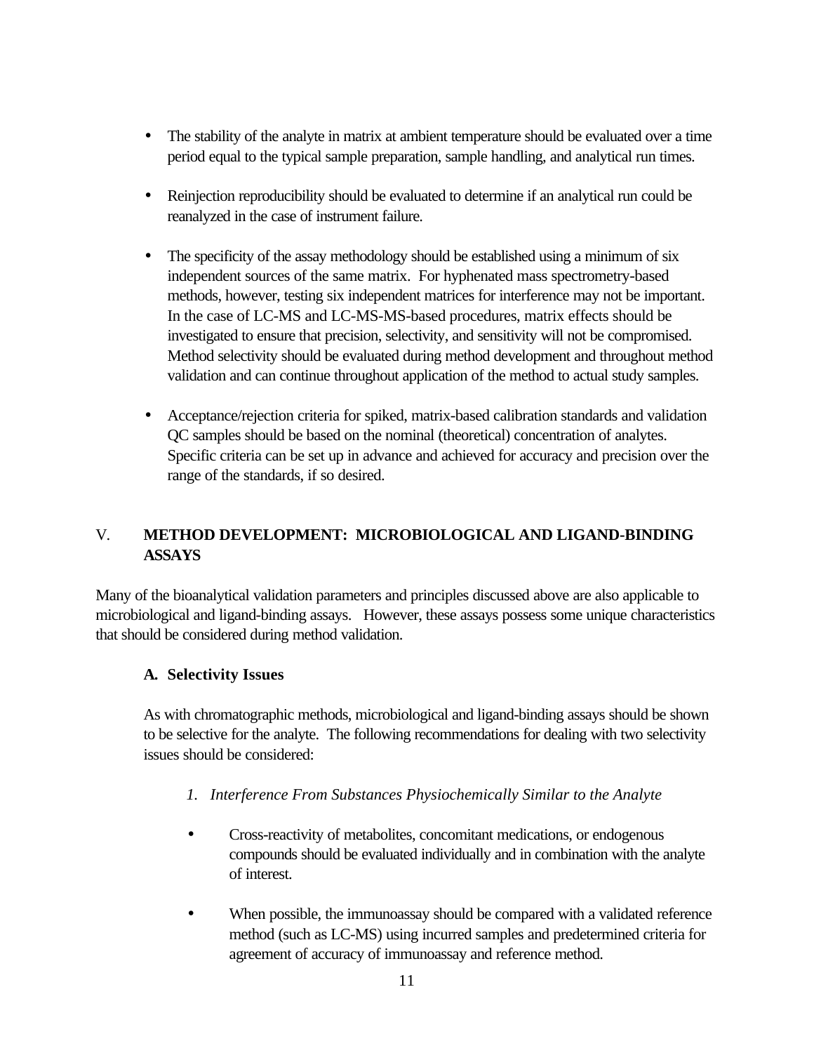- The stability of the analyte in matrix at ambient temperature should be evaluated over a time period equal to the typical sample preparation, sample handling, and analytical run times.

- Reinjection reproducibility should be evaluated to determine if an analytical run could be reanalyzed in the case of instrument failure.

- The specificity of the assay methodology should be established using a minimum of six independent sources of the same matrix. For hyphenated mass spectrometry-based methods, however, testing six independent matrices for interference may not be important. In the case of LC-MS and LC-MS-MS-based procedures, matrix effects should be investigated to ensure that precision, selectivity, and sensitivity will not be compromised. Method selectivity should be evaluated during method development and throughout method validation and can continue throughout application of the method to actual study samples.

- Acceptance/rejection criteria for spiked, matrix-based calibration standards and validation QC samples should be based on the nominal (theoretical) concentration of analytes. Specific criteria can be set up in advance and achieved for accuracy and precision over the range of the standards, if so desired.

## V. METHOD DEVELOPMENT: MICROBIOLOGICAL AND LIGAND-BINDING ASSAYS

Many of the bioanalytical validation parameters and principles discussed above are also applicable to microbiological and ligand-binding assays. However, these assays possess some unique characteristics that should be considered during method validation.

### A. Selectivity Issues

As with chromatographic methods, microbiological and ligand-binding assays should be shown to be selective for the analyte. The following recommendations for dealing with two selectivity issues should be considered:

#### *1. Interference From Substances Physiochemically Similar to the Analyte*

- Cross-reactivity of metabolites, concomitant medications, or endogenous compounds should be evaluated individually and in combination with the analyte of interest.

- When possible, the immunoassay should be compared with a validated reference method (such as LC-MS) using incurred samples and predetermined criteria for agreement of accuracy of immunoassay and reference method.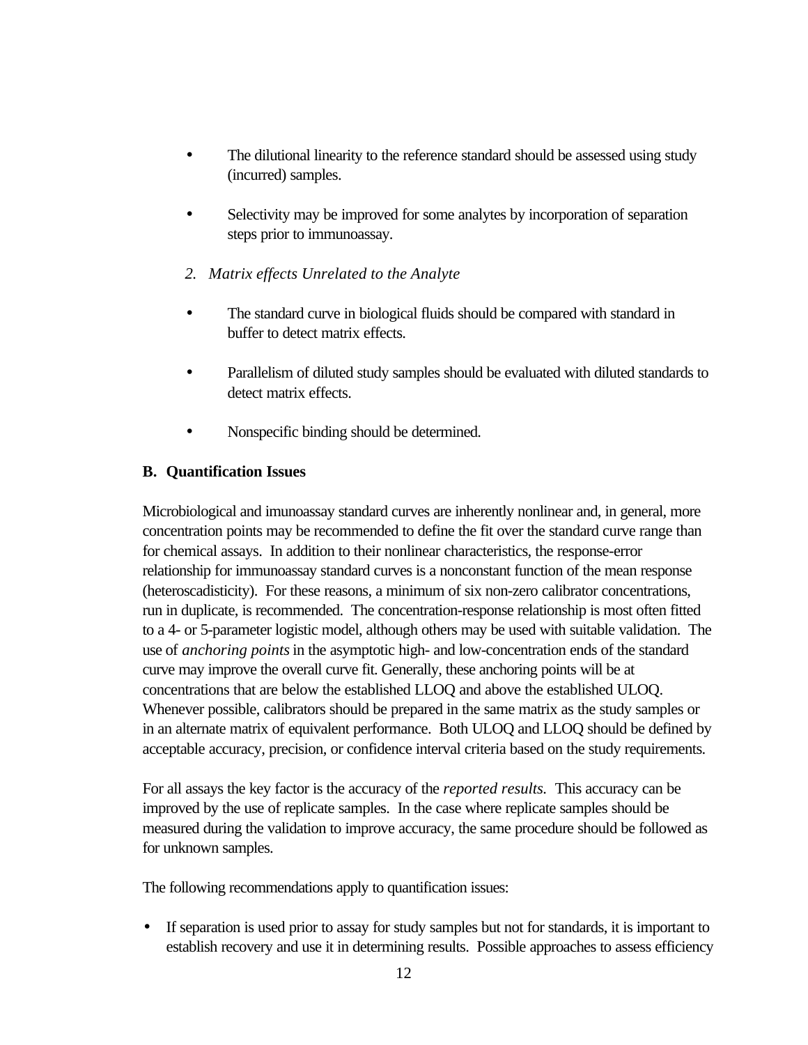- The dilutional linearity to the reference standard should be assessed using study (incurred) samples.
- Selectivity may be improved for some analytes by incorporation of separation steps prior to immunoassay.

*2. Matrix effects Unrelated to the Analyte*

- The standard curve in biological fluids should be compared with standard in buffer to detect matrix effects.
- Parallelism of diluted study samples should be evaluated with diluted standards to detect matrix effects.
- Nonspecific binding should be determined.

**B. Quantification Issues**

Microbiological and imunoassay standard curves are inherently nonlinear and, in general, more concentration points may be recommended to define the fit over the standard curve range than for chemical assays. In addition to their nonlinear characteristics, the response-error relationship for immunoassay standard curves is a nonconstant function of the mean response (heteroscadisticity). For these reasons, a minimum of six non-zero calibrator concentrations, run in duplicate, is recommended. The concentration-response relationship is most often fitted to a 4- or 5-parameter logistic model, although others may be used with suitable validation. The use of *anchoring points* in the asymptotic high- and low-concentration ends of the standard curve may improve the overall curve fit. Generally, these anchoring points will be at concentrations that are below the established LLOQ and above the established ULOQ. Whenever possible, calibrators should be prepared in the same matrix as the study samples or in an alternate matrix of equivalent performance. Both ULOQ and LLOQ should be defined by acceptable accuracy, precision, or confidence interval criteria based on the study requirements.

For all assays the key factor is the accuracy of the *reported results*. This accuracy can be improved by the use of replicate samples. In the case where replicate samples should be measured during the validation to improve accuracy, the same procedure should be followed as for unknown samples.

The following recommendations apply to quantification issues:

- If separation is used prior to assay for study samples but not for standards, it is important to establish recovery and use it in determining results. Possible approaches to assess efficiency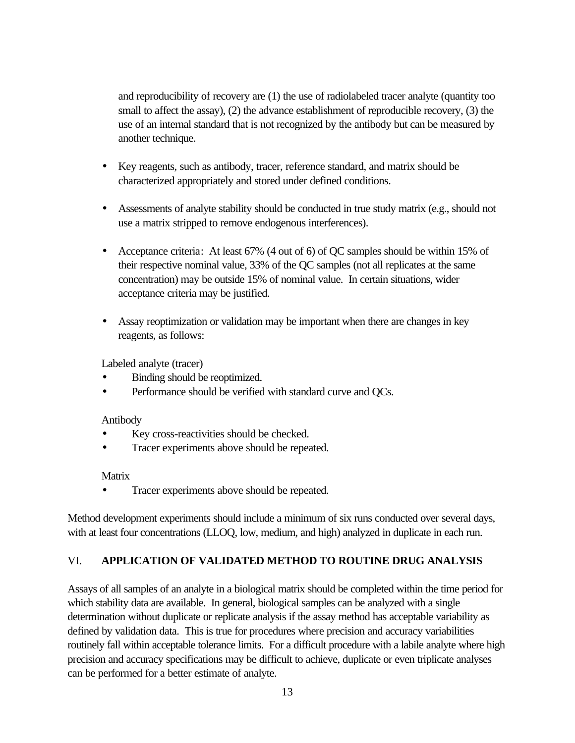and reproducibility of recovery are (1) the use of radiolabeled tracer analyte (quantity too small to affect the assay), (2) the advance establishment of reproducible recovery, (3) the use of an internal standard that is not recognized by the antibody but can be measured by another technique.

- Key reagents, such as antibody, tracer, reference standard, and matrix should be characterized appropriately and stored under defined conditions.

- Assessments of analyte stability should be conducted in true study matrix (e.g., should not use a matrix stripped to remove endogenous interferences).

- Acceptance criteria: At least 67% (4 out of 6) of QC samples should be within 15% of their respective nominal value, 33% of the QC samples (not all replicates at the same concentration) may be outside 15% of nominal value. In certain situations, wider acceptance criteria may be justified.

- Assay reoptimization or validation may be important when there are changes in key reagents, as follows:

  Labeled analyte (tracer)
  - Binding should be reoptimized.
  - Performance should be verified with standard curve and QCs.

  Antibody
  - Key cross-reactivities should be checked.
  - Tracer experiments above should be repeated.

  Matrix
  - Tracer experiments above should be repeated.

Method development experiments should include a minimum of six runs conducted over several days, with at least four concentrations (LLOQ, low, medium, and high) analyzed in duplicate in each run.

## VI. APPLICATION OF VALIDATED METHOD TO ROUTINE DRUG ANALYSIS

Assays of all samples of an analyte in a biological matrix should be completed within the time period for which stability data are available. In general, biological samples can be analyzed with a single determination without duplicate or replicate analysis if the assay method has acceptable variability as defined by validation data. This is true for procedures where precision and accuracy variabilities routinely fall within acceptable tolerance limits. For a difficult procedure with a labile analyte where high precision and accuracy specifications may be difficult to achieve, duplicate or even triplicate analyses can be performed for a better estimate of analyte.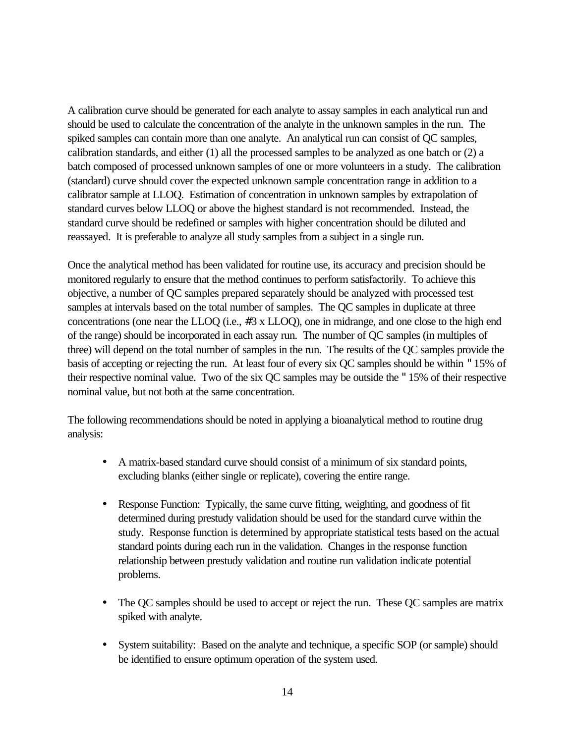A calibration curve should be generated for each analyte to assay samples in each analytical run and should be used to calculate the concentration of the analyte in the unknown samples in the run. The spiked samples can contain more than one analyte. An analytical run can consist of QC samples, calibration standards, and either (1) all the processed samples to be analyzed as one batch or (2) a batch composed of processed unknown samples of one or more volunteers in a study. The calibration (standard) curve should cover the expected unknown sample concentration range in addition to a calibrator sample at LLOQ. Estimation of concentration in unknown samples by extrapolation of standard curves below LLOQ or above the highest standard is not recommended. Instead, the standard curve should be redefined or samples with higher concentration should be diluted and reassayed. It is preferable to analyze all study samples from a subject in a single run.

Once the analytical method has been validated for routine use, its accuracy and precision should be monitored regularly to ensure that the method continues to perform satisfactorily. To achieve this objective, a number of QC samples prepared separately should be analyzed with processed test samples at intervals based on the total number of samples. The QC samples in duplicate at three concentrations (one near the LLOQ (i.e., #3 x LLOQ), one in midrange, and one close to the high end of the range) should be incorporated in each assay run. The number of QC samples (in multiples of three) will depend on the total number of samples in the run. The results of the QC samples provide the basis of accepting or rejecting the run. At least four of every six QC samples should be within " 15% of their respective nominal value. Two of the six QC samples may be outside the " 15% of their respective nominal value, but not both at the same concentration.

The following recommendations should be noted in applying a bioanalytical method to routine drug analysis:

- A matrix-based standard curve should consist of a minimum of six standard points, excluding blanks (either single or replicate), covering the entire range.

- Response Function: Typically, the same curve fitting, weighting, and goodness of fit determined during prestudy validation should be used for the standard curve within the study. Response function is determined by appropriate statistical tests based on the actual standard points during each run in the validation. Changes in the response function relationship between prestudy validation and routine run validation indicate potential problems.

- The QC samples should be used to accept or reject the run. These QC samples are matrix spiked with analyte.

- System suitability: Based on the analyte and technique, a specific SOP (or sample) should be identified to ensure optimum operation of the system used.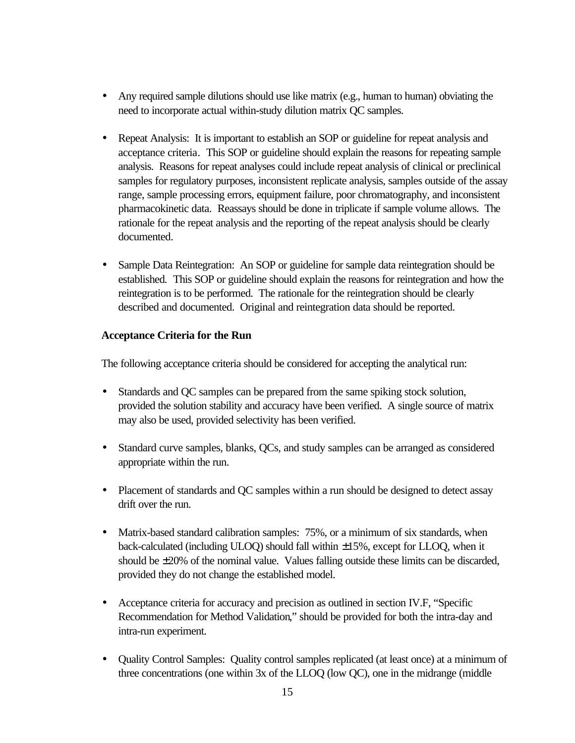- Any required sample dilutions should use like matrix (e.g., human to human) obviating the need to incorporate actual within-study dilution matrix QC samples.

- Repeat Analysis: It is important to establish an SOP or guideline for repeat analysis and acceptance criteria. This SOP or guideline should explain the reasons for repeating sample analysis. Reasons for repeat analyses could include repeat analysis of clinical or preclinical samples for regulatory purposes, inconsistent replicate analysis, samples outside of the assay range, sample processing errors, equipment failure, poor chromatography, and inconsistent pharmacokinetic data. Reassays should be done in triplicate if sample volume allows. The rationale for the repeat analysis and the reporting of the repeat analysis should be clearly documented.

- Sample Data Reintegration: An SOP or guideline for sample data reintegration should be established. This SOP or guideline should explain the reasons for reintegration and how the reintegration is to be performed. The rationale for the reintegration should be clearly described and documented. Original and reintegration data should be reported.

**Acceptance Criteria for the Run**

The following acceptance criteria should be considered for accepting the analytical run:

- Standards and QC samples can be prepared from the same spiking stock solution, provided the solution stability and accuracy have been verified. A single source of matrix may also be used, provided selectivity has been verified.

- Standard curve samples, blanks, QCs, and study samples can be arranged as considered appropriate within the run.

- Placement of standards and QC samples within a run should be designed to detect assay drift over the run.

- Matrix-based standard calibration samples: 75%, or a minimum of six standards, when back-calculated (including ULOQ) should fall within ±15%, except for LLOQ, when it should be ±20% of the nominal value. Values falling outside these limits can be discarded, provided they do not change the established model.

- Acceptance criteria for accuracy and precision as outlined in section IV.F, "Specific Recommendation for Method Validation," should be provided for both the intra-day and intra-run experiment.

- Quality Control Samples: Quality control samples replicated (at least once) at a minimum of three concentrations (one within 3x of the LLOQ (low QC), one in the midrange (middle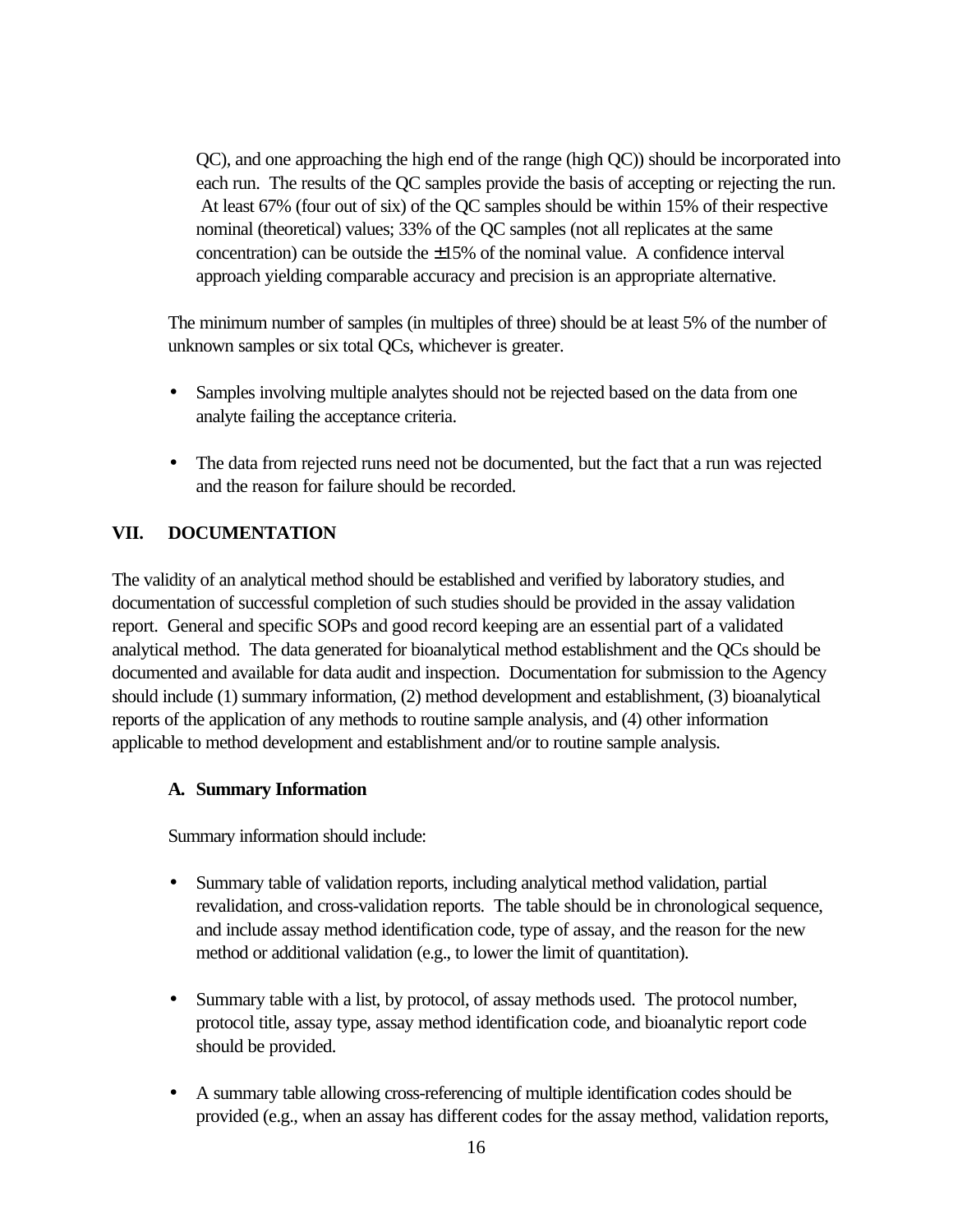QC), and one approaching the high end of the range (high QC)) should be incorporated into each run. The results of the QC samples provide the basis of accepting or rejecting the run. At least 67% (four out of six) of the QC samples should be within 15% of their respective nominal (theoretical) values; 33% of the QC samples (not all replicates at the same concentration) can be outside the ±15% of the nominal value. A confidence interval approach yielding comparable accuracy and precision is an appropriate alternative.

The minimum number of samples (in multiples of three) should be at least 5% of the number of unknown samples or six total QCs, whichever is greater.

- Samples involving multiple analytes should not be rejected based on the data from one analyte failing the acceptance criteria.

- The data from rejected runs need not be documented, but the fact that a run was rejected and the reason for failure should be recorded.

## VII. DOCUMENTATION

The validity of an analytical method should be established and verified by laboratory studies, and documentation of successful completion of such studies should be provided in the assay validation report. General and specific SOPs and good record keeping are an essential part of a validated analytical method. The data generated for bioanalytical method establishment and the QCs should be documented and available for data audit and inspection. Documentation for submission to the Agency should include (1) summary information, (2) method development and establishment, (3) bioanalytical reports of the application of any methods to routine sample analysis, and (4) other information applicable to method development and establishment and/or to routine sample analysis.

### A. Summary Information

Summary information should include:

- Summary table of validation reports, including analytical method validation, partial revalidation, and cross-validation reports. The table should be in chronological sequence, and include assay method identification code, type of assay, and the reason for the new method or additional validation (e.g., to lower the limit of quantitation).

- Summary table with a list, by protocol, of assay methods used. The protocol number, protocol title, assay type, assay method identification code, and bioanalytic report code should be provided.

- A summary table allowing cross-referencing of multiple identification codes should be provided (e.g., when an assay has different codes for the assay method, validation reports,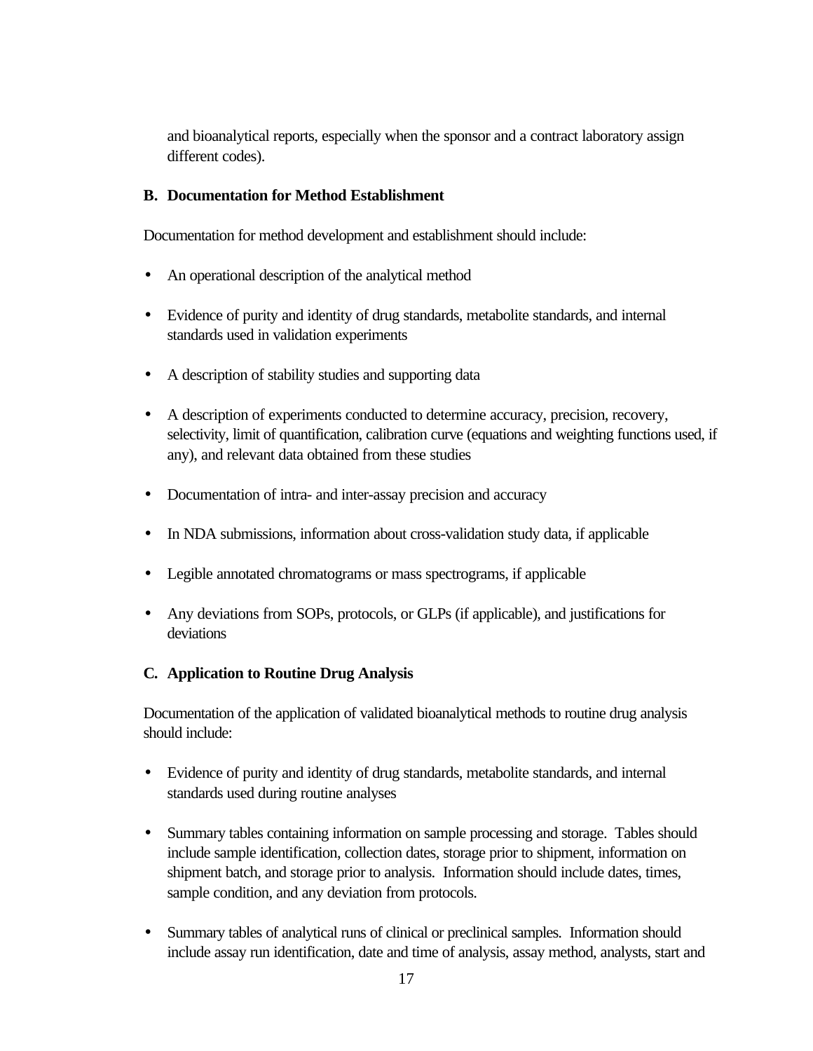and bioanalytical reports, especially when the sponsor and a contract laboratory assign different codes).

### B. Documentation for Method Establishment

Documentation for method development and establishment should include:

- An operational description of the analytical method
- Evidence of purity and identity of drug standards, metabolite standards, and internal standards used in validation experiments
- A description of stability studies and supporting data
- A description of experiments conducted to determine accuracy, precision, recovery, selectivity, limit of quantification, calibration curve (equations and weighting functions used, if any), and relevant data obtained from these studies
- Documentation of intra- and inter-assay precision and accuracy
- In NDA submissions, information about cross-validation study data, if applicable
- Legible annotated chromatograms or mass spectrograms, if applicable
- Any deviations from SOPs, protocols, or GLPs (if applicable), and justifications for deviations

### C. Application to Routine Drug Analysis

Documentation of the application of validated bioanalytical methods to routine drug analysis should include:

- Evidence of purity and identity of drug standards, metabolite standards, and internal standards used during routine analyses
- Summary tables containing information on sample processing and storage. Tables should include sample identification, collection dates, storage prior to shipment, information on shipment batch, and storage prior to analysis. Information should include dates, times, sample condition, and any deviation from protocols.
- Summary tables of analytical runs of clinical or preclinical samples. Information should include assay run identification, date and time of analysis, assay method, analysts, start and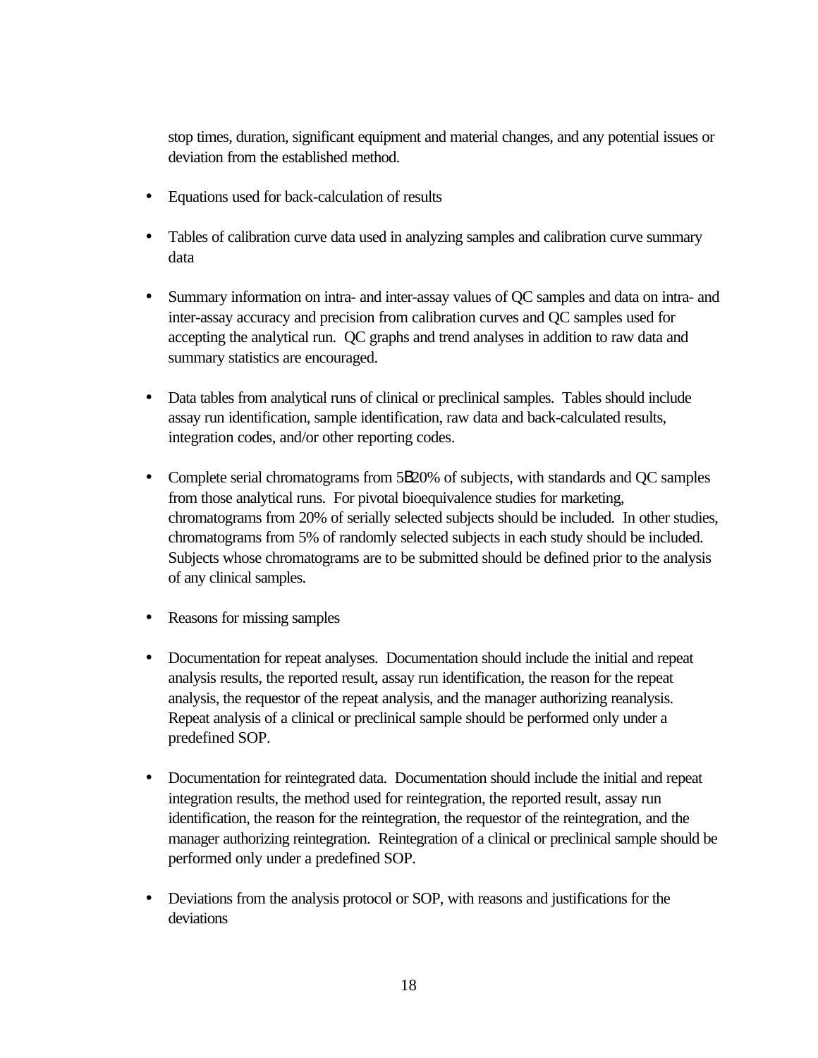stop times, duration, significant equipment and material changes, and any potential issues or deviation from the established method.

- Equations used for back-calculation of results

- Tables of calibration curve data used in analyzing samples and calibration curve summary data

- Summary information on intra- and inter-assay values of QC samples and data on intra- and inter-assay accuracy and precision from calibration curves and QC samples used for accepting the analytical run. QC graphs and trend analyses in addition to raw data and summary statistics are encouraged.

- Data tables from analytical runs of clinical or preclinical samples. Tables should include assay run identification, sample identification, raw data and back-calculated results, integration codes, and/or other reporting codes.

- Complete serial chromatograms from 5B20% of subjects, with standards and QC samples from those analytical runs. For pivotal bioequivalence studies for marketing, chromatograms from 20% of serially selected subjects should be included. In other studies, chromatograms from 5% of randomly selected subjects in each study should be included. Subjects whose chromatograms are to be submitted should be defined prior to the analysis of any clinical samples.

- Reasons for missing samples

- Documentation for repeat analyses. Documentation should include the initial and repeat analysis results, the reported result, assay run identification, the reason for the repeat analysis, the requestor of the repeat analysis, and the manager authorizing reanalysis. Repeat analysis of a clinical or preclinical sample should be performed only under a predefined SOP.

- Documentation for reintegrated data. Documentation should include the initial and repeat integration results, the method used for reintegration, the reported result, assay run identification, the reason for the reintegration, the requestor of the reintegration, and the manager authorizing reintegration. Reintegration of a clinical or preclinical sample should be performed only under a predefined SOP.

- Deviations from the analysis protocol or SOP, with reasons and justifications for the deviations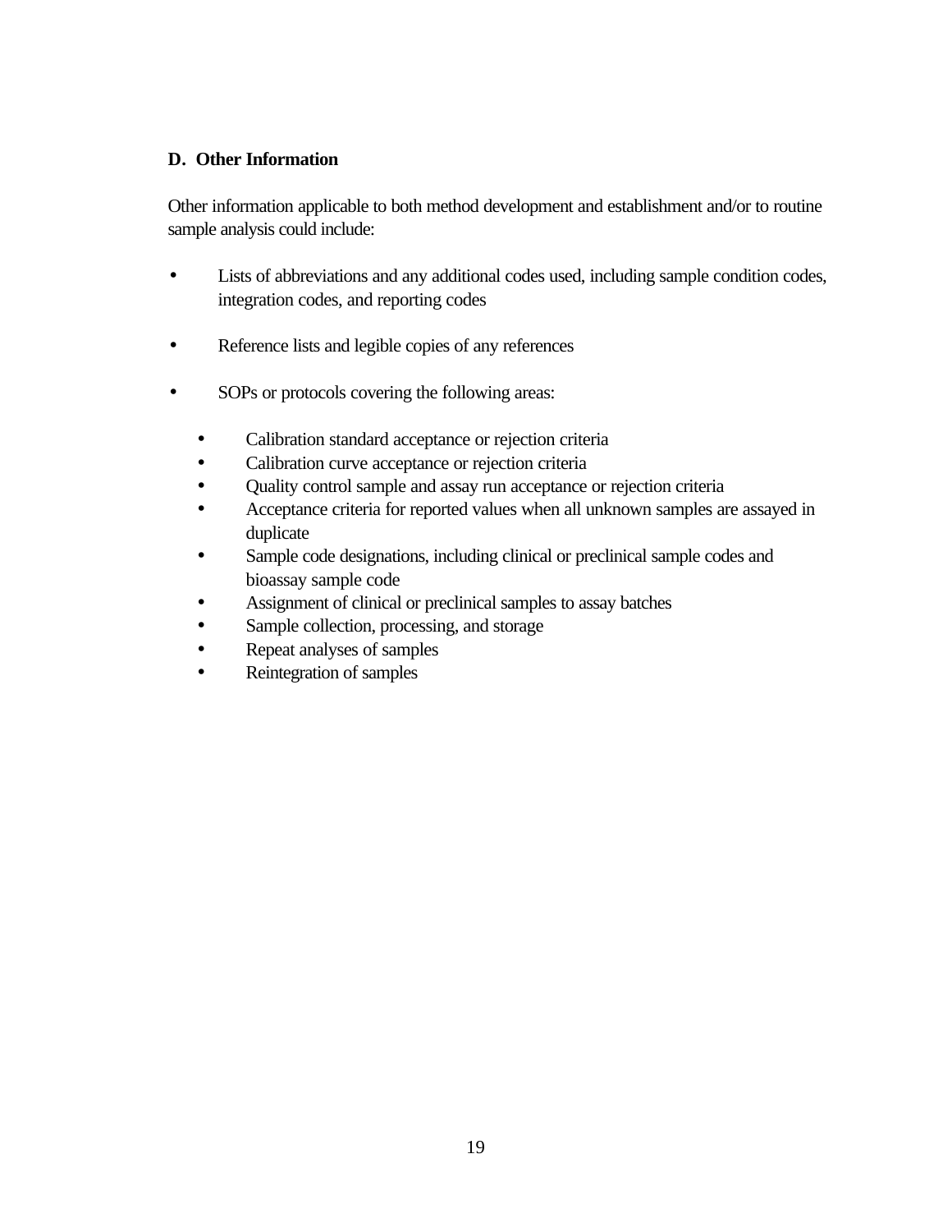### D. Other Information

Other information applicable to both method development and establishment and/or to routine sample analysis could include:

- Lists of abbreviations and any additional codes used, including sample condition codes, integration codes, and reporting codes

- Reference lists and legible copies of any references

- SOPs or protocols covering the following areas:

  - Calibration standard acceptance or rejection criteria
  - Calibration curve acceptance or rejection criteria
  - Quality control sample and assay run acceptance or rejection criteria
  - Acceptance criteria for reported values when all unknown samples are assayed in duplicate
  - Sample code designations, including clinical or preclinical sample codes and bioassay sample code
  - Assignment of clinical or preclinical samples to assay batches
  - Sample collection, processing, and storage
  - Repeat analyses of samples
  - Reintegration of samples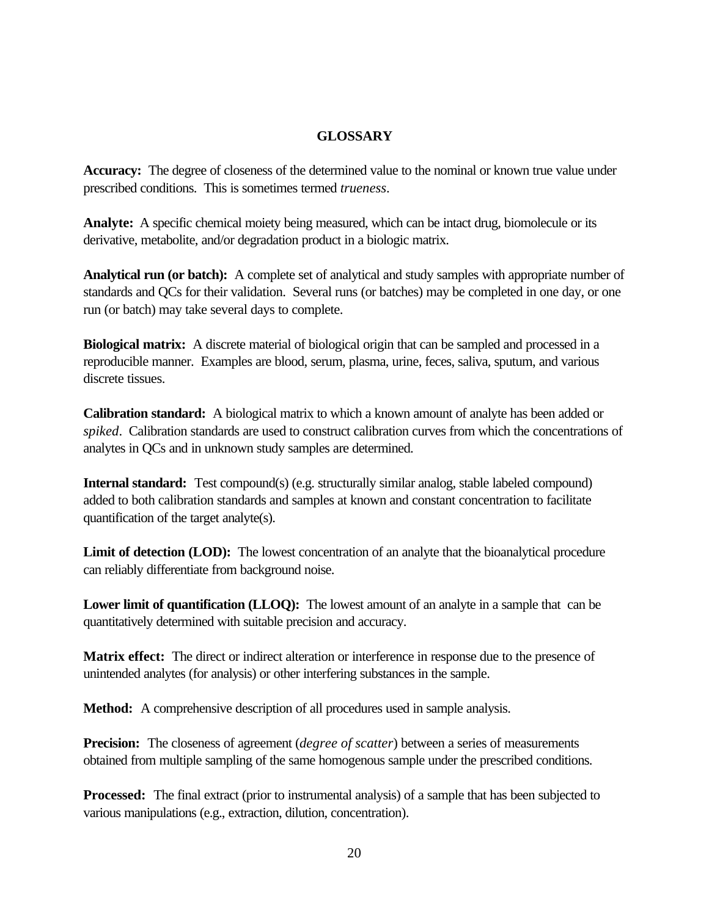# GLOSSARY

**Accuracy:** The degree of closeness of the determined value to the nominal or known true value under prescribed conditions. This is sometimes termed *trueness*.

**Analyte:** A specific chemical moiety being measured, which can be intact drug, biomolecule or its derivative, metabolite, and/or degradation product in a biologic matrix.

**Analytical run (or batch):** A complete set of analytical and study samples with appropriate number of standards and QCs for their validation. Several runs (or batches) may be completed in one day, or one run (or batch) may take several days to complete.

**Biological matrix:** A discrete material of biological origin that can be sampled and processed in a reproducible manner. Examples are blood, serum, plasma, urine, feces, saliva, sputum, and various discrete tissues.

**Calibration standard:** A biological matrix to which a known amount of analyte has been added or *spiked*. Calibration standards are used to construct calibration curves from which the concentrations of analytes in QCs and in unknown study samples are determined.

**Internal standard:** Test compound(s) (e.g. structurally similar analog, stable labeled compound) added to both calibration standards and samples at known and constant concentration to facilitate quantification of the target analyte(s).

**Limit of detection (LOD):** The lowest concentration of an analyte that the bioanalytical procedure can reliably differentiate from background noise.

**Lower limit of quantification (LLOQ):** The lowest amount of an analyte in a sample that can be quantitatively determined with suitable precision and accuracy.

**Matrix effect:** The direct or indirect alteration or interference in response due to the presence of unintended analytes (for analysis) or other interfering substances in the sample.

**Method:** A comprehensive description of all procedures used in sample analysis.

**Precision:** The closeness of agreement (*degree of scatter*) between a series of measurements obtained from multiple sampling of the same homogenous sample under the prescribed conditions.

**Processed:** The final extract (prior to instrumental analysis) of a sample that has been subjected to various manipulations (e.g., extraction, dilution, concentration).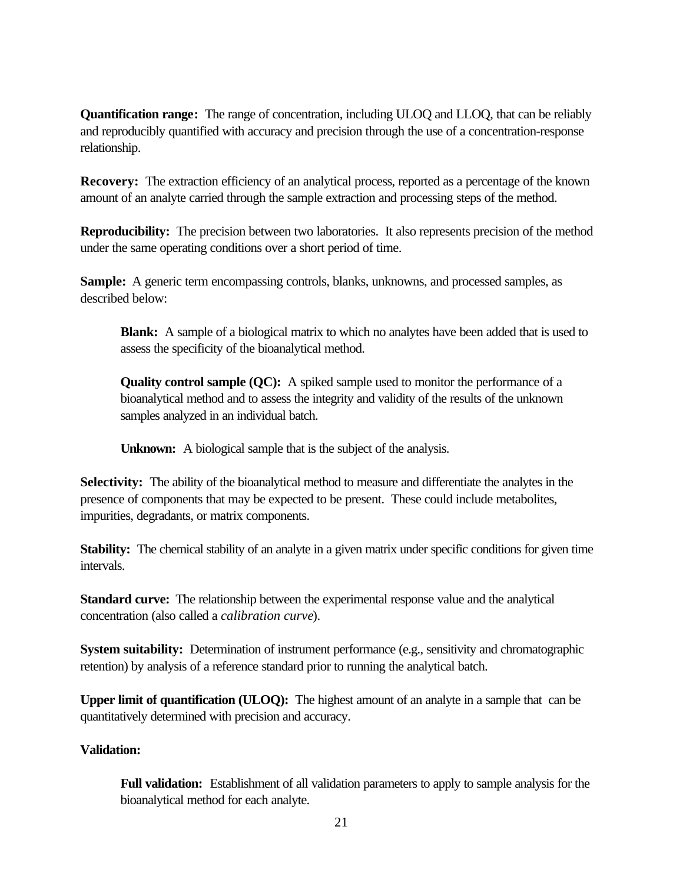**Quantification range:** The range of concentration, including ULOQ and LLOQ, that can be reliably and reproducibly quantified with accuracy and precision through the use of a concentration-response relationship.

**Recovery:** The extraction efficiency of an analytical process, reported as a percentage of the known amount of an analyte carried through the sample extraction and processing steps of the method.

**Reproducibility:** The precision between two laboratories. It also represents precision of the method under the same operating conditions over a short period of time.

**Sample:** A generic term encompassing controls, blanks, unknowns, and processed samples, as described below:

> **Blank:** A sample of a biological matrix to which no analytes have been added that is used to assess the specificity of the bioanalytical method.
>
> **Quality control sample (QC):** A spiked sample used to monitor the performance of a bioanalytical method and to assess the integrity and validity of the results of the unknown samples analyzed in an individual batch.
>
> **Unknown:** A biological sample that is the subject of the analysis.

**Selectivity:** The ability of the bioanalytical method to measure and differentiate the analytes in the presence of components that may be expected to be present. These could include metabolites, impurities, degradants, or matrix components.

**Stability:** The chemical stability of an analyte in a given matrix under specific conditions for given time intervals.

**Standard curve:** The relationship between the experimental response value and the analytical concentration (also called a *calibration curve*).

**System suitability:** Determination of instrument performance (e.g., sensitivity and chromatographic retention) by analysis of a reference standard prior to running the analytical batch.

**Upper limit of quantification (ULOQ):** The highest amount of an analyte in a sample that can be quantitatively determined with precision and accuracy.

**Validation:**

> **Full validation:** Establishment of all validation parameters to apply to sample analysis for the bioanalytical method for each analyte.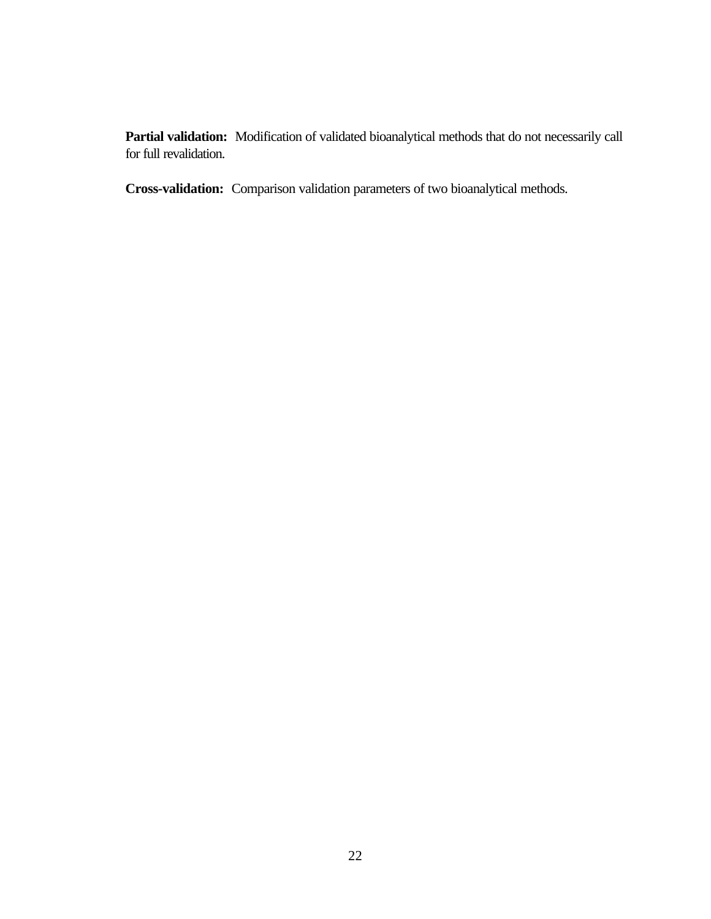**Partial validation:** Modification of validated bioanalytical methods that do not necessarily call for full revalidation.

**Cross-validation:** Comparison validation parameters of two bioanalytical methods.